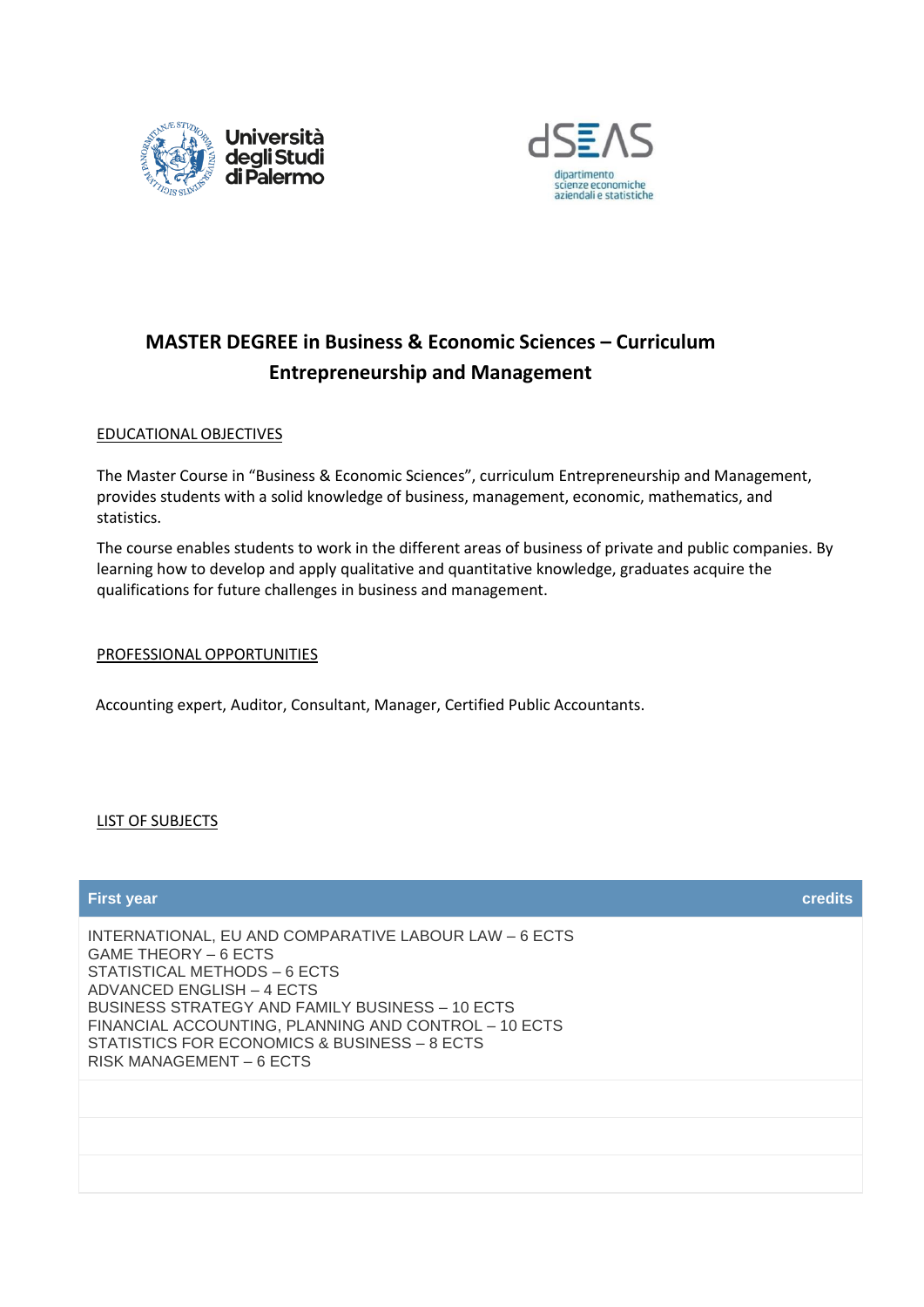# MASTER DEGREE in Business & Economic Sciences – Curriculum Entrepreneurship and Management

EDUCATIONAL OBJECTIVES

The Master Course in "Business & Economic Sciences", curriculum Entrepreneurship and Management, provides students with a solid knowledge of business, management, economic, mathematics, and statistics.

The course enables students to work in the different areas of business of private and public companies. By learning how to develop and apply qualitative and quantitative knowledge, graduates acquire the qualifications for future challenges in business and management.

PROFESSIONAL OPPORTUNITIES

Accounting expert, Auditor, Consultant, Manager, Certified Public Accountants.

LIST OF SUBJECTS

| First year | credits |
| --- | --- |
| INTERNATIONAL, EU AND COMPARATIVE LABOUR LAW – 6 ECTS<br>GAME THEORY – 6 ECTS<br>STATISTICAL METHODS – 6 ECTS<br>ADVANCED ENGLISH – 4 ECTS<br>BUSINESS STRATEGY AND FAMILY BUSINESS – 10 ECTS<br>FINANCIAL ACCOUNTING, PLANNING AND CONTROL – 10 ECTS<br>STATISTICS FOR ECONOMICS & BUSINESS – 8 ECTS<br>RISK MANAGEMENT – 6 ECTS | |
| | |
| | |
| | |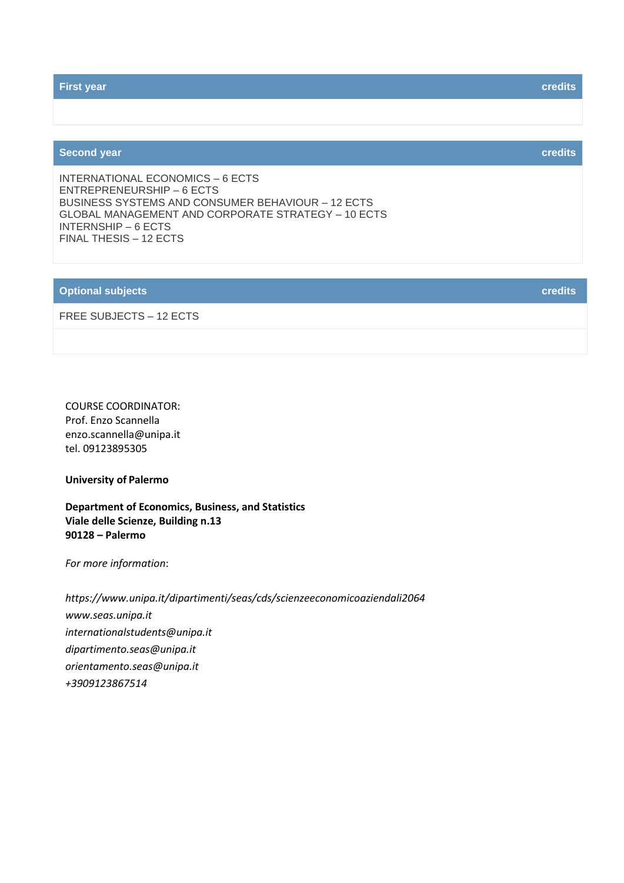| First year | credits |
|---|---|
| | |

| Second year | credits |
|---|---|
| INTERNATIONAL ECONOMICS – 6 ECTS<br>ENTREPRENEURSHIP – 6 ECTS<br>BUSINESS SYSTEMS AND CONSUMER BEHAVIOUR – 12 ECTS<br>GLOBAL MANAGEMENT AND CORPORATE STRATEGY – 10 ECTS<br>INTERNSHIP – 6 ECTS<br>FINAL THESIS – 12 ECTS | |

| Optional subjects | credits |
|---|---|
| FREE SUBJECTS – 12 ECTS | |
| | |

COURSE COORDINATOR:
Prof. Enzo Scannella
enzo.scannella@unipa.it
tel. 09123895305

**University of Palermo**

**Department of Economics, Business, and Statistics**
**Viale delle Scienze, Building n.13**
**90128 – Palermo**

*For more information*:

*https://www.unipa.it/dipartimenti/seas/cds/scienzeeconomicoaziendali2064*
*www.seas.unipa.it*
*internationalstudents@unipa.it*
*dipartimento.seas@unipa.it*
*orientamento.seas@unipa.it*
*+3909123867514*